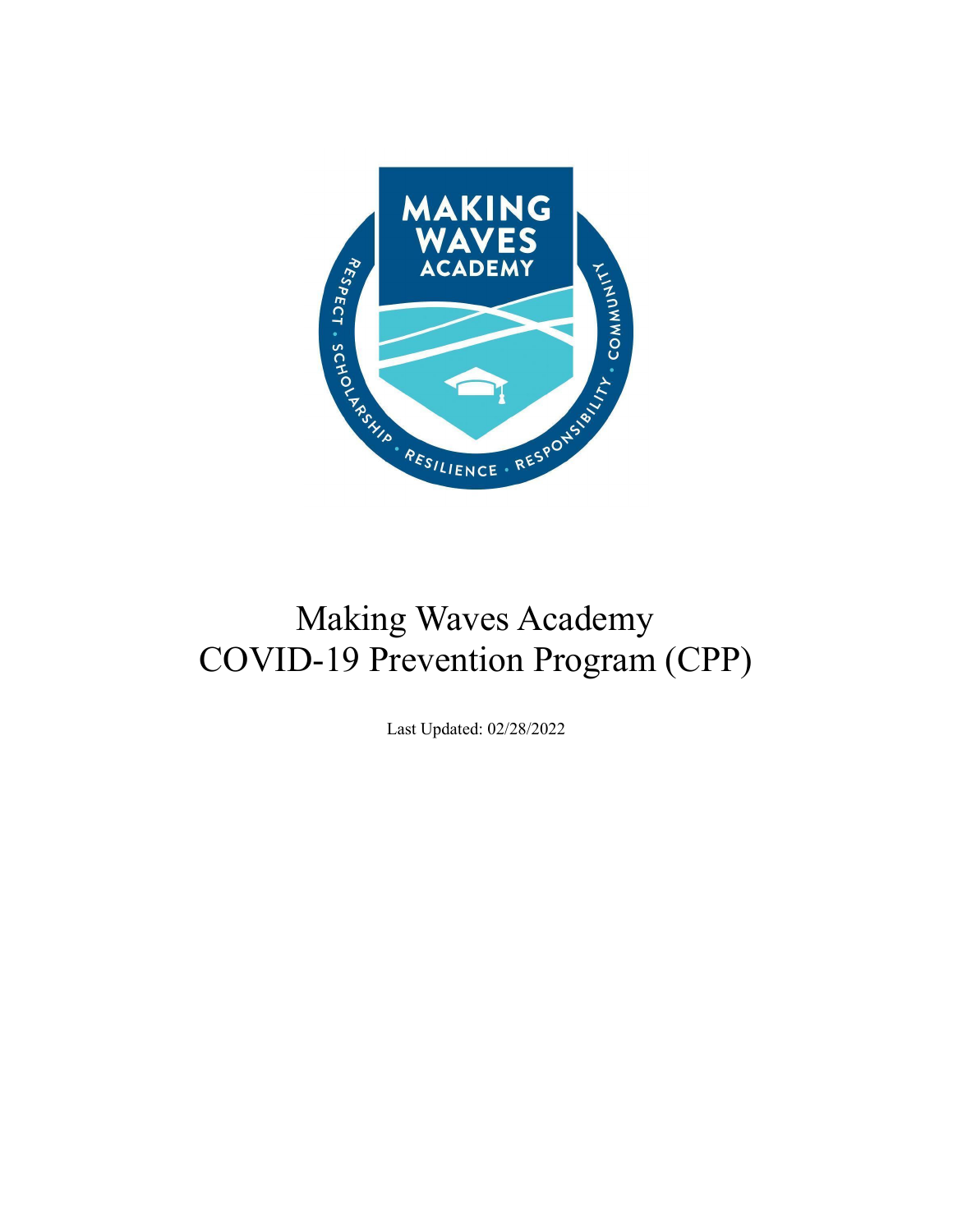# Making Waves Academy
# COVID-19 Prevention Program (CPP)

Last Updated: 02/28/2022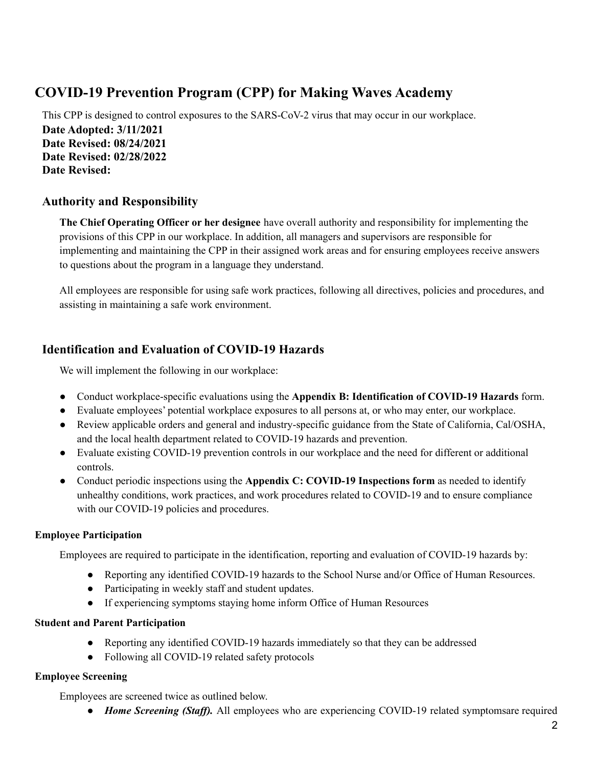# COVID-19 Prevention Program (CPP) for Making Waves Academy

This CPP is designed to control exposures to the SARS-CoV-2 virus that may occur in our workplace.

**Date Adopted: 3/11/2021**
**Date Revised: 08/24/2021**
**Date Revised: 02/28/2022**
**Date Revised:**

## Authority and Responsibility

**The Chief Operating Officer or her designee** have overall authority and responsibility for implementing the provisions of this CPP in our workplace. In addition, all managers and supervisors are responsible for implementing and maintaining the CPP in their assigned work areas and for ensuring employees receive answers to questions about the program in a language they understand.

All employees are responsible for using safe work practices, following all directives, policies and procedures, and assisting in maintaining a safe work environment.

## Identification and Evaluation of COVID-19 Hazards

We will implement the following in our workplace:

- Conduct workplace-specific evaluations using the **Appendix B: Identification of COVID-19 Hazards** form.
- Evaluate employees' potential workplace exposures to all persons at, or who may enter, our workplace.
- Review applicable orders and general and industry-specific guidance from the State of California, Cal/OSHA, and the local health department related to COVID-19 hazards and prevention.
- Evaluate existing COVID-19 prevention controls in our workplace and the need for different or additional controls.
- Conduct periodic inspections using the **Appendix C: COVID-19 Inspections form** as needed to identify unhealthy conditions, work practices, and work procedures related to COVID-19 and to ensure compliance with our COVID-19 policies and procedures.

#### Employee Participation

Employees are required to participate in the identification, reporting and evaluation of COVID-19 hazards by:

- Reporting any identified COVID-19 hazards to the School Nurse and/or Office of Human Resources.
- Participating in weekly staff and student updates.
- If experiencing symptoms staying home inform Office of Human Resources

#### Student and Parent Participation

- Reporting any identified COVID-19 hazards immediately so that they can be addressed
- Following all COVID-19 related safety protocols

#### Employee Screening

Employees are screened twice as outlined below.

- ***Home Screening (Staff).*** All employees who are experiencing COVID-19 related symptomsare required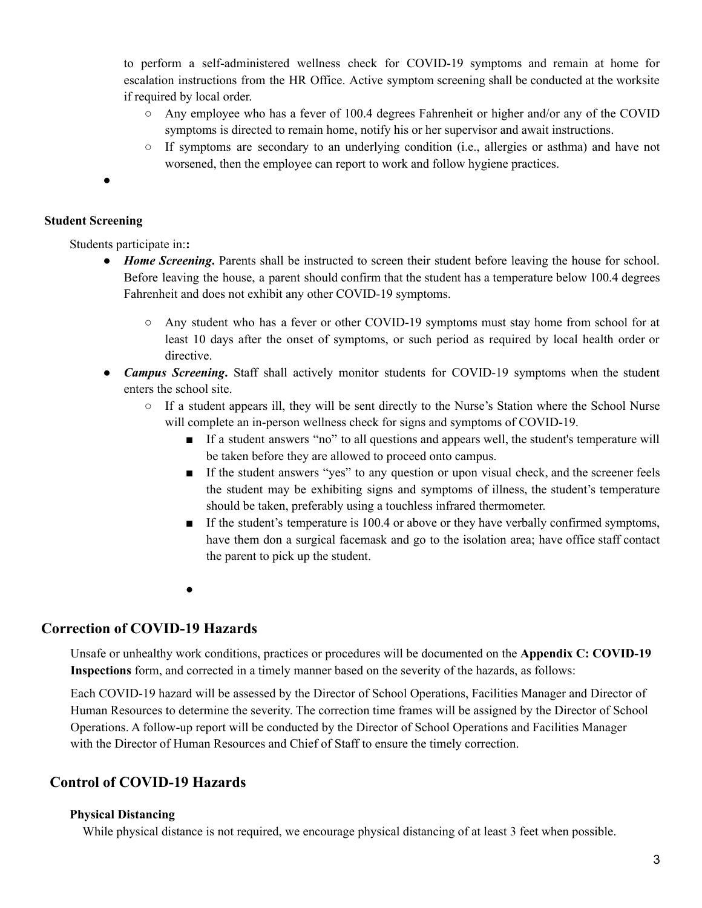to perform a self-administered wellness check for COVID-19 symptoms and remain at home for escalation instructions from the HR Office. Active symptom screening shall be conducted at the worksite if required by local order.

- Any employee who has a fever of 100.4 degrees Fahrenheit or higher and/or any of the COVID symptoms is directed to remain home, notify his or her supervisor and await instructions.
- If symptoms are secondary to an underlying condition (i.e., allergies or asthma) and have not worsened, then the employee can report to work and follow hygiene practices.

**Student Screening**

Students participate in:**:**

- ***Home Screening*.** Parents shall be instructed to screen their student before leaving the house for school. Before leaving the house, a parent should confirm that the student has a temperature below 100.4 degrees Fahrenheit and does not exhibit any other COVID-19 symptoms.
  - Any student who has a fever or other COVID-19 symptoms must stay home from school for at least 10 days after the onset of symptoms, or such period as required by local health order or directive.
- ***Campus Screening*.** Staff shall actively monitor students for COVID-19 symptoms when the student enters the school site.
  - If a student appears ill, they will be sent directly to the Nurse's Station where the School Nurse will complete an in-person wellness check for signs and symptoms of COVID-19.
    - If a student answers "no" to all questions and appears well, the student's temperature will be taken before they are allowed to proceed onto campus.
    - If the student answers "yes" to any question or upon visual check, and the screener feels the student may be exhibiting signs and symptoms of illness, the student's temperature should be taken, preferably using a touchless infrared thermometer.
    - If the student's temperature is 100.4 or above or they have verbally confirmed symptoms, have them don a surgical facemask and go to the isolation area; have office staff contact the parent to pick up the student.

## Correction of COVID-19 Hazards

Unsafe or unhealthy work conditions, practices or procedures will be documented on the **Appendix C: COVID-19 Inspections** form, and corrected in a timely manner based on the severity of the hazards, as follows:

Each COVID-19 hazard will be assessed by the Director of School Operations, Facilities Manager and Director of Human Resources to determine the severity. The correction time frames will be assigned by the Director of School Operations. A follow-up report will be conducted by the Director of School Operations and Facilities Manager with the Director of Human Resources and Chief of Staff to ensure the timely correction.

## Control of COVID-19 Hazards

### Physical Distancing

While physical distance is not required, we encourage physical distancing of at least 3 feet when possible.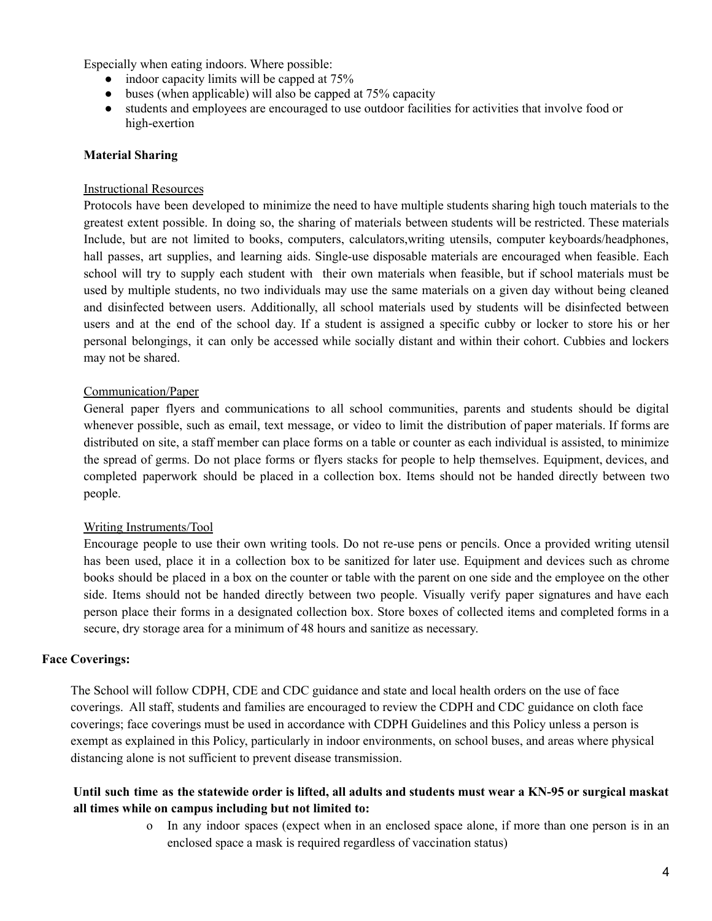Especially when eating indoors. Where possible:

- indoor capacity limits will be capped at 75%
- buses (when applicable) will also be capped at 75% capacity
- students and employees are encouraged to use outdoor facilities for activities that involve food or high-exertion

**Material Sharing**

Instructional Resources

Protocols have been developed to minimize the need to have multiple students sharing high touch materials to the greatest extent possible. In doing so, the sharing of materials between students will be restricted. These materials Include, but are not limited to books, computers, calculators,writing utensils, computer keyboards/headphones, hall passes, art supplies, and learning aids. Single-use disposable materials are encouraged when feasible. Each school will try to supply each student with their own materials when feasible, but if school materials must be used by multiple students, no two individuals may use the same materials on a given day without being cleaned and disinfected between users. Additionally, all school materials used by students will be disinfected between users and at the end of the school day. If a student is assigned a specific cubby or locker to store his or her personal belongings, it can only be accessed while socially distant and within their cohort. Cubbies and lockers may not be shared.

Communication/Paper

General paper flyers and communications to all school communities, parents and students should be digital whenever possible, such as email, text message, or video to limit the distribution of paper materials. If forms are distributed on site, a staff member can place forms on a table or counter as each individual is assisted, to minimize the spread of germs. Do not place forms or flyers stacks for people to help themselves. Equipment, devices, and completed paperwork should be placed in a collection box. Items should not be handed directly between two people.

Writing Instruments/Tool

Encourage people to use their own writing tools. Do not re-use pens or pencils. Once a provided writing utensil has been used, place it in a collection box to be sanitized for later use. Equipment and devices such as chrome books should be placed in a box on the counter or table with the parent on one side and the employee on the other side. Items should not be handed directly between two people. Visually verify paper signatures and have each person place their forms in a designated collection box. Store boxes of collected items and completed forms in a secure, dry storage area for a minimum of 48 hours and sanitize as necessary.

**Face Coverings:**

The School will follow CDPH, CDE and CDC guidance and state and local health orders on the use of face coverings. All staff, students and families are encouraged to review the CDPH and CDC guidance on cloth face coverings; face coverings must be used in accordance with CDPH Guidelines and this Policy unless a person is exempt as explained in this Policy, particularly in indoor environments, on school buses, and areas where physical distancing alone is not sufficient to prevent disease transmission.

**Until such time as the statewide order is lifted, all adults and students must wear a KN-95 or surgical maskat all times while on campus including but not limited to:**

- In any indoor spaces (expect when in an enclosed space alone, if more than one person is in an enclosed space a mask is required regardless of vaccination status)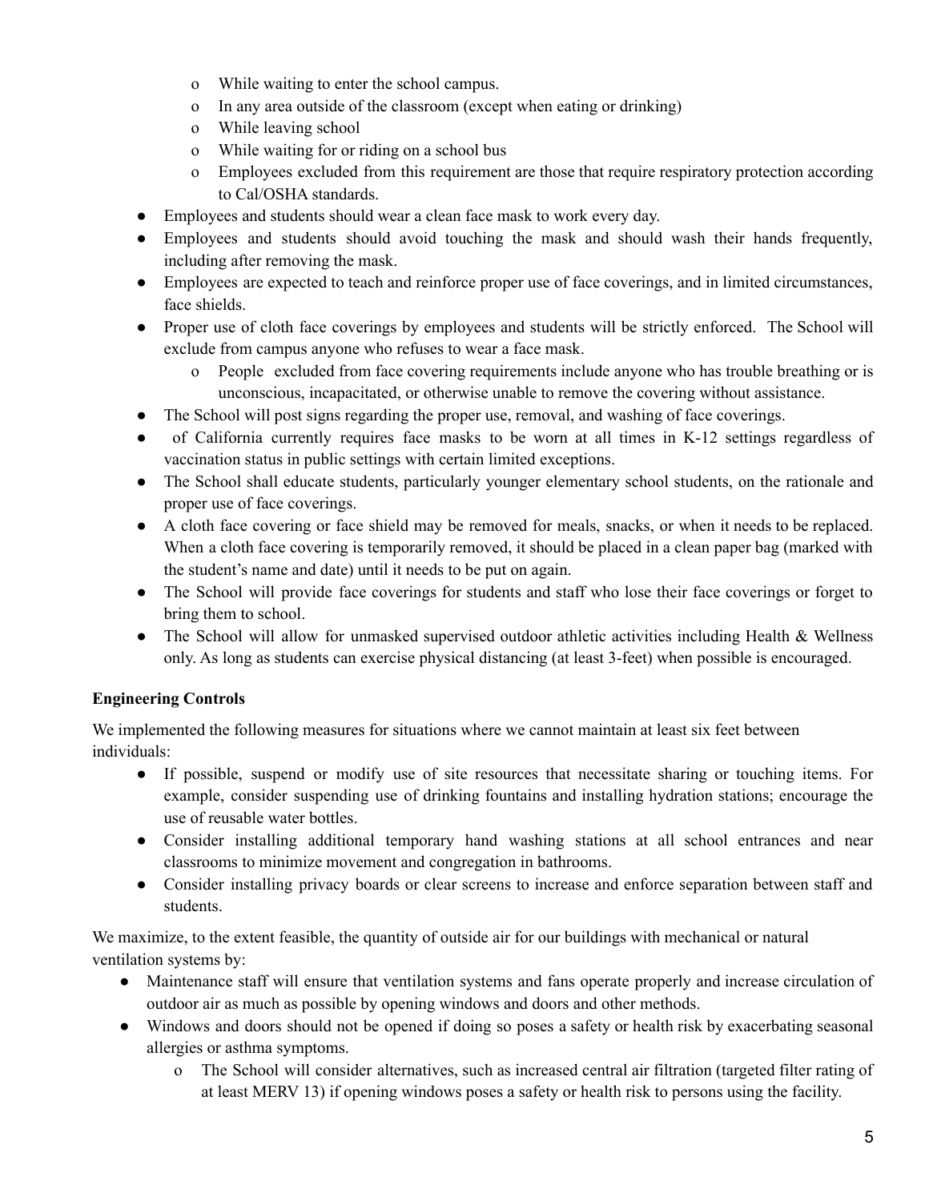- While waiting to enter the school campus.
  - In any area outside of the classroom (except when eating or drinking)
  - While leaving school
  - While waiting for or riding on a school bus
  - Employees excluded from this requirement are those that require respiratory protection according to Cal/OSHA standards.
- Employees and students should wear a clean face mask to work every day.
- Employees and students should avoid touching the mask and should wash their hands frequently, including after removing the mask.
- Employees are expected to teach and reinforce proper use of face coverings, and in limited circumstances, face shields.
- Proper use of cloth face coverings by employees and students will be strictly enforced. The School will exclude from campus anyone who refuses to wear a face mask.
  - People excluded from face covering requirements include anyone who has trouble breathing or is unconscious, incapacitated, or otherwise unable to remove the covering without assistance.
- The School will post signs regarding the proper use, removal, and washing of face coverings.
- of California currently requires face masks to be worn at all times in K-12 settings regardless of vaccination status in public settings with certain limited exceptions.
- The School shall educate students, particularly younger elementary school students, on the rationale and proper use of face coverings.
- A cloth face covering or face shield may be removed for meals, snacks, or when it needs to be replaced. When a cloth face covering is temporarily removed, it should be placed in a clean paper bag (marked with the student's name and date) until it needs to be put on again.
- The School will provide face coverings for students and staff who lose their face coverings or forget to bring them to school.
- The School will allow for unmasked supervised outdoor athletic activities including Health & Wellness only. As long as students can exercise physical distancing (at least 3-feet) when possible is encouraged.

**Engineering Controls**

We implemented the following measures for situations where we cannot maintain at least six feet between individuals:

- If possible, suspend or modify use of site resources that necessitate sharing or touching items. For example, consider suspending use of drinking fountains and installing hydration stations; encourage the use of reusable water bottles.
- Consider installing additional temporary hand washing stations at all school entrances and near classrooms to minimize movement and congregation in bathrooms.
- Consider installing privacy boards or clear screens to increase and enforce separation between staff and students.

We maximize, to the extent feasible, the quantity of outside air for our buildings with mechanical or natural ventilation systems by:

- Maintenance staff will ensure that ventilation systems and fans operate properly and increase circulation of outdoor air as much as possible by opening windows and doors and other methods.
- Windows and doors should not be opened if doing so poses a safety or health risk by exacerbating seasonal allergies or asthma symptoms.
  - The School will consider alternatives, such as increased central air filtration (targeted filter rating of at least MERV 13) if opening windows poses a safety or health risk to persons using the facility.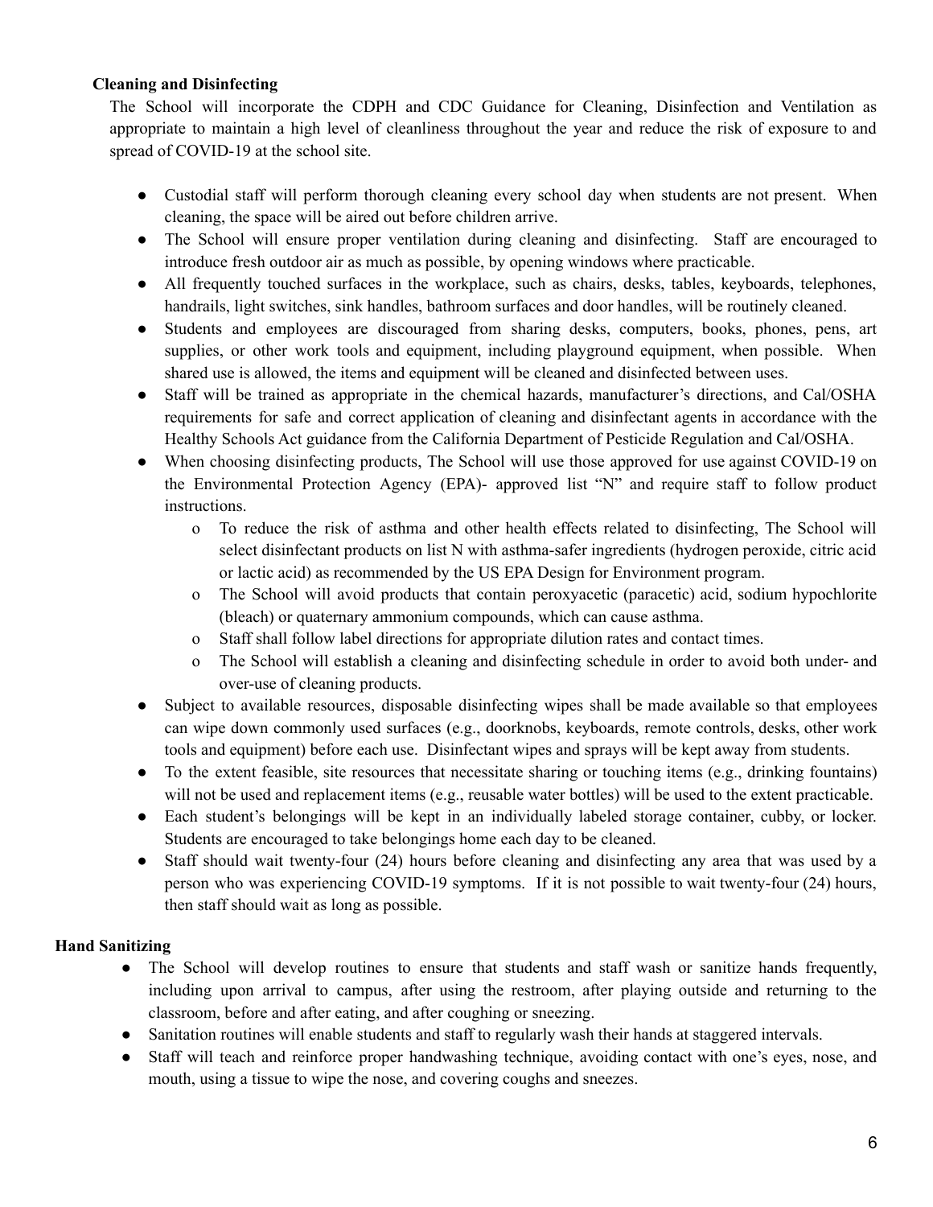**Cleaning and Disinfecting**

The School will incorporate the CDPH and CDC Guidance for Cleaning, Disinfection and Ventilation as appropriate to maintain a high level of cleanliness throughout the year and reduce the risk of exposure to and spread of COVID-19 at the school site.

- Custodial staff will perform thorough cleaning every school day when students are not present. When cleaning, the space will be aired out before children arrive.
- The School will ensure proper ventilation during cleaning and disinfecting. Staff are encouraged to introduce fresh outdoor air as much as possible, by opening windows where practicable.
- All frequently touched surfaces in the workplace, such as chairs, desks, tables, keyboards, telephones, handrails, light switches, sink handles, bathroom surfaces and door handles, will be routinely cleaned.
- Students and employees are discouraged from sharing desks, computers, books, phones, pens, art supplies, or other work tools and equipment, including playground equipment, when possible. When shared use is allowed, the items and equipment will be cleaned and disinfected between uses.
- Staff will be trained as appropriate in the chemical hazards, manufacturer's directions, and Cal/OSHA requirements for safe and correct application of cleaning and disinfectant agents in accordance with the Healthy Schools Act guidance from the California Department of Pesticide Regulation and Cal/OSHA.
- When choosing disinfecting products, The School will use those approved for use against COVID-19 on the Environmental Protection Agency (EPA)- approved list "N" and require staff to follow product instructions.
  - To reduce the risk of asthma and other health effects related to disinfecting, The School will select disinfectant products on list N with asthma-safer ingredients (hydrogen peroxide, citric acid or lactic acid) as recommended by the US EPA Design for Environment program.
  - The School will avoid products that contain peroxyacetic (paracetic) acid, sodium hypochlorite (bleach) or quaternary ammonium compounds, which can cause asthma.
  - Staff shall follow label directions for appropriate dilution rates and contact times.
  - The School will establish a cleaning and disinfecting schedule in order to avoid both under- and over-use of cleaning products.
- Subject to available resources, disposable disinfecting wipes shall be made available so that employees can wipe down commonly used surfaces (e.g., doorknobs, keyboards, remote controls, desks, other work tools and equipment) before each use. Disinfectant wipes and sprays will be kept away from students.
- To the extent feasible, site resources that necessitate sharing or touching items (e.g., drinking fountains) will not be used and replacement items (e.g., reusable water bottles) will be used to the extent practicable.
- Each student's belongings will be kept in an individually labeled storage container, cubby, or locker. Students are encouraged to take belongings home each day to be cleaned.
- Staff should wait twenty-four (24) hours before cleaning and disinfecting any area that was used by a person who was experiencing COVID-19 symptoms. If it is not possible to wait twenty-four (24) hours, then staff should wait as long as possible.

**Hand Sanitizing**

- The School will develop routines to ensure that students and staff wash or sanitize hands frequently, including upon arrival to campus, after using the restroom, after playing outside and returning to the classroom, before and after eating, and after coughing or sneezing.
- Sanitation routines will enable students and staff to regularly wash their hands at staggered intervals.
- Staff will teach and reinforce proper handwashing technique, avoiding contact with one's eyes, nose, and mouth, using a tissue to wipe the nose, and covering coughs and sneezes.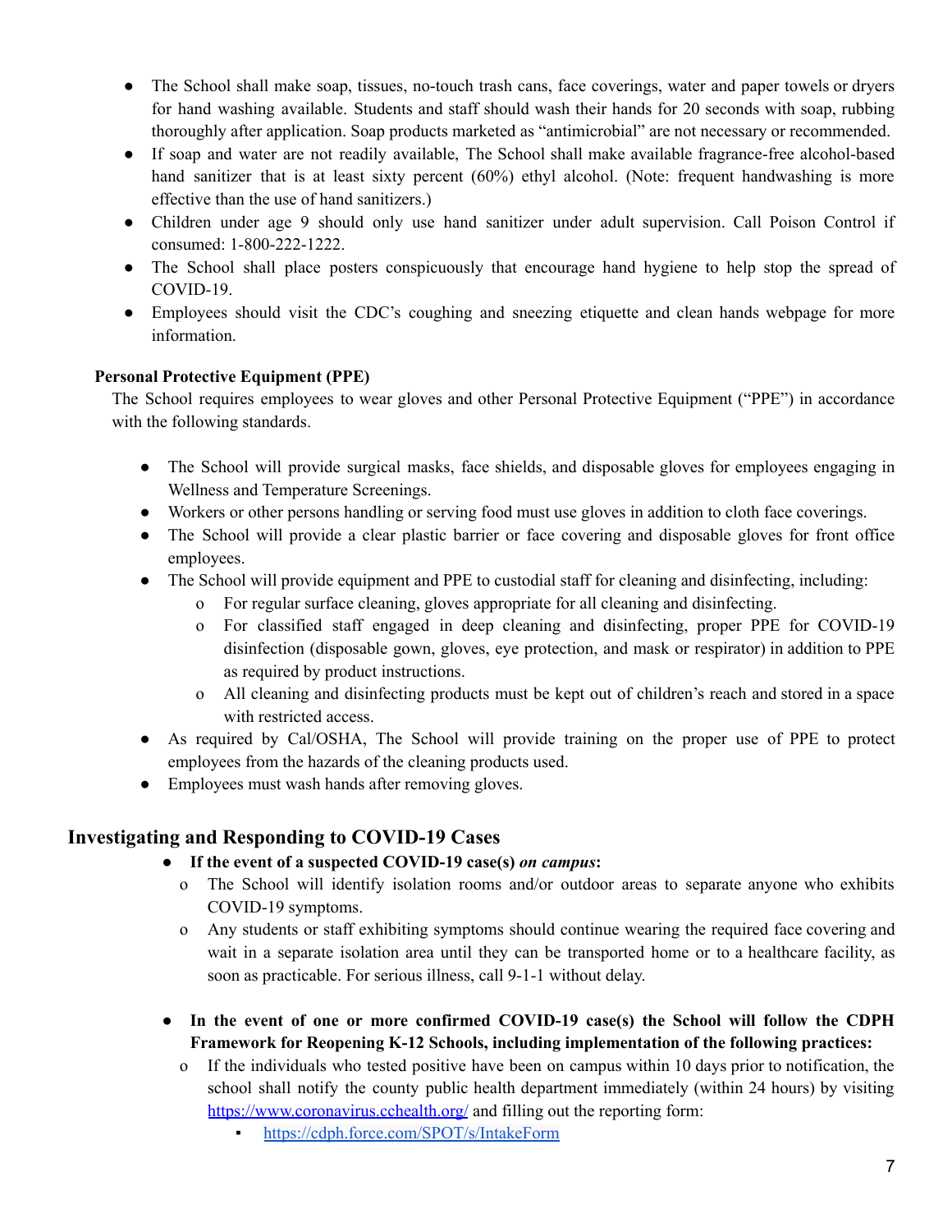- The School shall make soap, tissues, no-touch trash cans, face coverings, water and paper towels or dryers for hand washing available. Students and staff should wash their hands for 20 seconds with soap, rubbing thoroughly after application. Soap products marketed as "antimicrobial" are not necessary or recommended.
- If soap and water are not readily available, The School shall make available fragrance-free alcohol-based hand sanitizer that is at least sixty percent (60%) ethyl alcohol. (Note: frequent handwashing is more effective than the use of hand sanitizers.)
- Children under age 9 should only use hand sanitizer under adult supervision. Call Poison Control if consumed: 1-800-222-1222.
- The School shall place posters conspicuously that encourage hand hygiene to help stop the spread of COVID-19.
- Employees should visit the CDC's coughing and sneezing etiquette and clean hands webpage for more information.

**Personal Protective Equipment (PPE)**

The School requires employees to wear gloves and other Personal Protective Equipment ("PPE") in accordance with the following standards.

- The School will provide surgical masks, face shields, and disposable gloves for employees engaging in Wellness and Temperature Screenings.
- Workers or other persons handling or serving food must use gloves in addition to cloth face coverings.
- The School will provide a clear plastic barrier or face covering and disposable gloves for front office employees.
- The School will provide equipment and PPE to custodial staff for cleaning and disinfecting, including:
  - For regular surface cleaning, gloves appropriate for all cleaning and disinfecting.
  - For classified staff engaged in deep cleaning and disinfecting, proper PPE for COVID-19 disinfection (disposable gown, gloves, eye protection, and mask or respirator) in addition to PPE as required by product instructions.
  - All cleaning and disinfecting products must be kept out of children's reach and stored in a space with restricted access.
- As required by Cal/OSHA, The School will provide training on the proper use of PPE to protect employees from the hazards of the cleaning products used.
- Employees must wash hands after removing gloves.

## Investigating and Responding to COVID-19 Cases

- **If the event of a suspected COVID-19 case(s) *on campus*:**
  - The School will identify isolation rooms and/or outdoor areas to separate anyone who exhibits COVID-19 symptoms.
  - Any students or staff exhibiting symptoms should continue wearing the required face covering and wait in a separate isolation area until they can be transported home or to a healthcare facility, as soon as practicable. For serious illness, call 9-1-1 without delay.

- **In the event of one or more confirmed COVID-19 case(s) the School will follow the CDPH Framework for Reopening K-12 Schools, including implementation of the following practices:**
  - If the individuals who tested positive have been on campus within 10 days prior to notification, the school shall notify the county public health department immediately (within 24 hours) by visiting https://www.coronavirus.cchealth.org/ and filling out the reporting form:
    - https://cdph.force.com/SPOT/s/IntakeForm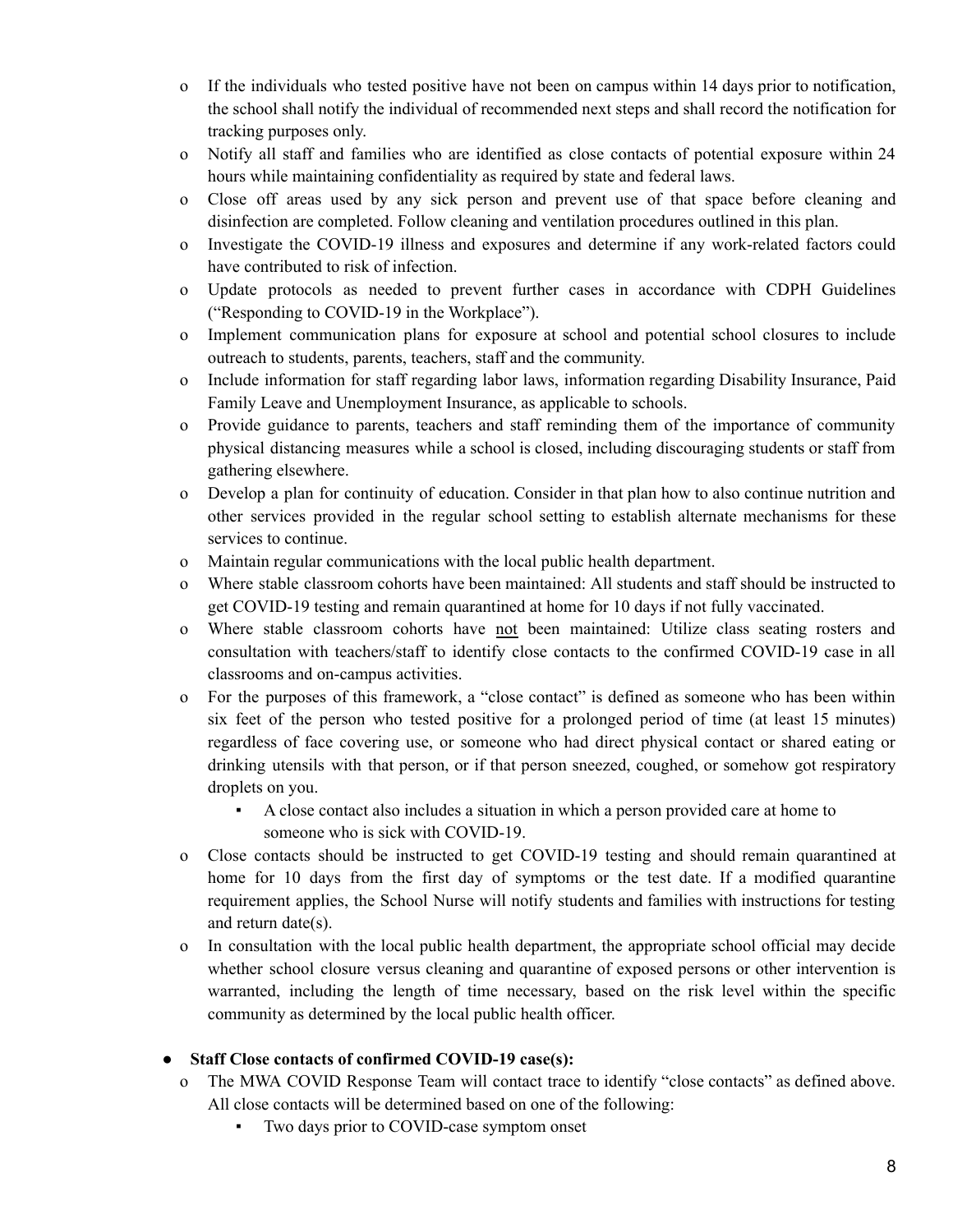- If the individuals who tested positive have not been on campus within 14 days prior to notification, the school shall notify the individual of recommended next steps and shall record the notification for tracking purposes only.
- Notify all staff and families who are identified as close contacts of potential exposure within 24 hours while maintaining confidentiality as required by state and federal laws.
- Close off areas used by any sick person and prevent use of that space before cleaning and disinfection are completed. Follow cleaning and ventilation procedures outlined in this plan.
- Investigate the COVID-19 illness and exposures and determine if any work-related factors could have contributed to risk of infection.
- Update protocols as needed to prevent further cases in accordance with CDPH Guidelines ("Responding to COVID-19 in the Workplace").
- Implement communication plans for exposure at school and potential school closures to include outreach to students, parents, teachers, staff and the community.
- Include information for staff regarding labor laws, information regarding Disability Insurance, Paid Family Leave and Unemployment Insurance, as applicable to schools.
- Provide guidance to parents, teachers and staff reminding them of the importance of community physical distancing measures while a school is closed, including discouraging students or staff from gathering elsewhere.
- Develop a plan for continuity of education. Consider in that plan how to also continue nutrition and other services provided in the regular school setting to establish alternate mechanisms for these services to continue.
- Maintain regular communications with the local public health department.
- Where stable classroom cohorts have been maintained: All students and staff should be instructed to get COVID-19 testing and remain quarantined at home for 10 days if not fully vaccinated.
- Where stable classroom cohorts have <u>not</u> been maintained: Utilize class seating rosters and consultation with teachers/staff to identify close contacts to the confirmed COVID-19 case in all classrooms and on-campus activities.
- For the purposes of this framework, a "close contact" is defined as someone who has been within six feet of the person who tested positive for a prolonged period of time (at least 15 minutes) regardless of face covering use, or someone who had direct physical contact or shared eating or drinking utensils with that person, or if that person sneezed, coughed, or somehow got respiratory droplets on you.
  - A close contact also includes a situation in which a person provided care at home to someone who is sick with COVID-19.
- Close contacts should be instructed to get COVID-19 testing and should remain quarantined at home for 10 days from the first day of symptoms or the test date. If a modified quarantine requirement applies, the School Nurse will notify students and families with instructions for testing and return date(s).
- In consultation with the local public health department, the appropriate school official may decide whether school closure versus cleaning and quarantine of exposed persons or other intervention is warranted, including the length of time necessary, based on the risk level within the specific community as determined by the local public health officer.

- **Staff Close contacts of confirmed COVID-19 case(s):**
  - The MWA COVID Response Team will contact trace to identify "close contacts" as defined above. All close contacts will be determined based on one of the following:
    - Two days prior to COVID-case symptom onset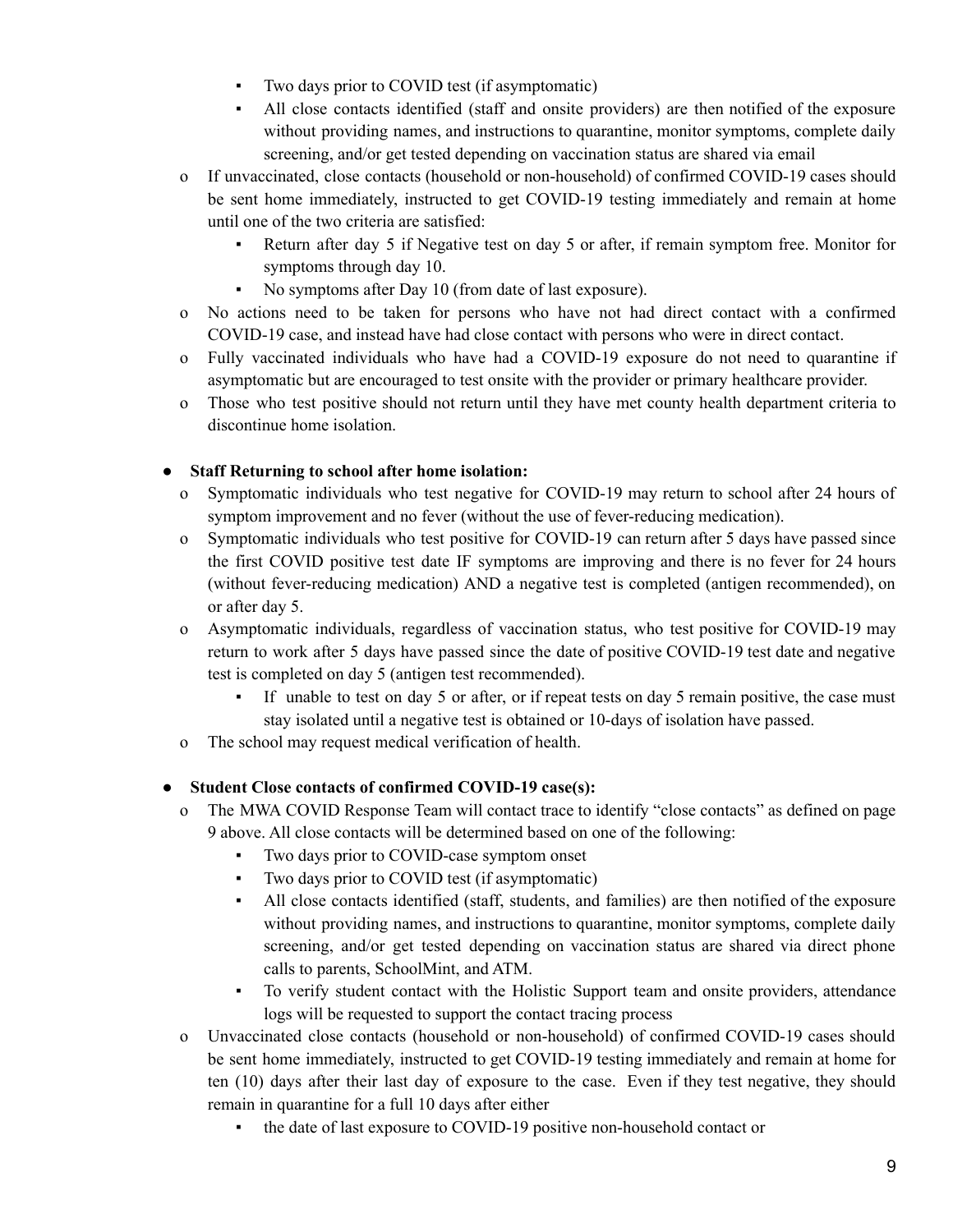- Two days prior to COVID test (if asymptomatic)
    - All close contacts identified (staff and onsite providers) are then notified of the exposure without providing names, and instructions to quarantine, monitor symptoms, complete daily screening, and/or get tested depending on vaccination status are shared via email
  - If unvaccinated, close contacts (household or non-household) of confirmed COVID-19 cases should be sent home immediately, instructed to get COVID-19 testing immediately and remain at home until one of the two criteria are satisfied:
    - Return after day 5 if Negative test on day 5 or after, if remain symptom free. Monitor for symptoms through day 10.
    - No symptoms after Day 10 (from date of last exposure).
  - No actions need to be taken for persons who have not had direct contact with a confirmed COVID-19 case, and instead have had close contact with persons who were in direct contact.
  - Fully vaccinated individuals who have had a COVID-19 exposure do not need to quarantine if asymptomatic but are encouraged to test onsite with the provider or primary healthcare provider.
  - Those who test positive should not return until they have met county health department criteria to discontinue home isolation.

- **Staff Returning to school after home isolation:**
  - Symptomatic individuals who test negative for COVID-19 may return to school after 24 hours of symptom improvement and no fever (without the use of fever-reducing medication).
  - Symptomatic individuals who test positive for COVID-19 can return after 5 days have passed since the first COVID positive test date IF symptoms are improving and there is no fever for 24 hours (without fever-reducing medication) AND a negative test is completed (antigen recommended), on or after day 5.
  - Asymptomatic individuals, regardless of vaccination status, who test positive for COVID-19 may return to work after 5 days have passed since the date of positive COVID-19 test date and negative test is completed on day 5 (antigen test recommended).
    - If unable to test on day 5 or after, or if repeat tests on day 5 remain positive, the case must stay isolated until a negative test is obtained or 10-days of isolation have passed.
  - The school may request medical verification of health.

- **Student Close contacts of confirmed COVID-19 case(s):**
  - The MWA COVID Response Team will contact trace to identify "close contacts" as defined on page 9 above. All close contacts will be determined based on one of the following:
    - Two days prior to COVID-case symptom onset
    - Two days prior to COVID test (if asymptomatic)
    - All close contacts identified (staff, students, and families) are then notified of the exposure without providing names, and instructions to quarantine, monitor symptoms, complete daily screening, and/or get tested depending on vaccination status are shared via direct phone calls to parents, SchoolMint, and ATM.
    - To verify student contact with the Holistic Support team and onsite providers, attendance logs will be requested to support the contact tracing process
  - Unvaccinated close contacts (household or non-household) of confirmed COVID-19 cases should be sent home immediately, instructed to get COVID-19 testing immediately and remain at home for ten (10) days after their last day of exposure to the case. Even if they test negative, they should remain in quarantine for a full 10 days after either
    - the date of last exposure to COVID-19 positive non-household contact or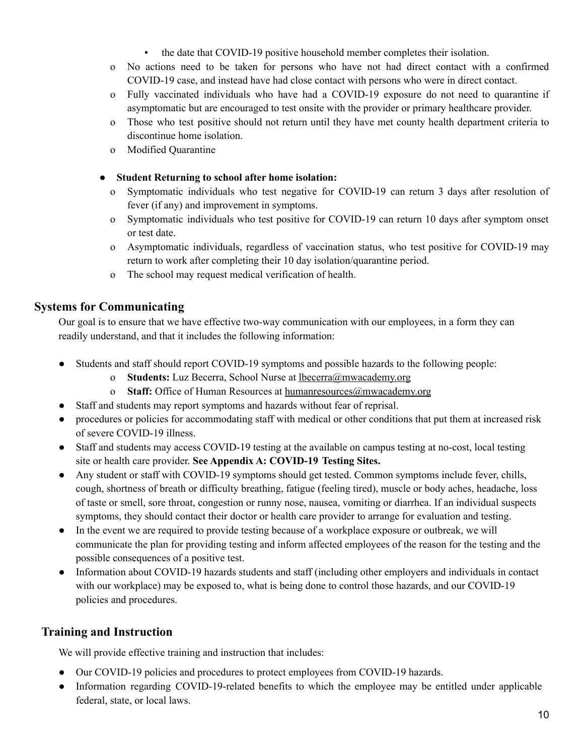- the date that COVID-19 positive household member completes their isolation.
    - No actions need to be taken for persons who have not had direct contact with a confirmed COVID-19 case, and instead have had close contact with persons who were in direct contact.
    - Fully vaccinated individuals who have had a COVID-19 exposure do not need to quarantine if asymptomatic but are encouraged to test onsite with the provider or primary healthcare provider.
    - Those who test positive should not return until they have met county health department criteria to discontinue home isolation.
    - Modified Quarantine

- **Student Returning to school after home isolation:**
    - Symptomatic individuals who test negative for COVID-19 can return 3 days after resolution of fever (if any) and improvement in symptoms.
    - Symptomatic individuals who test positive for COVID-19 can return 10 days after symptom onset or test date.
    - Asymptomatic individuals, regardless of vaccination status, who test positive for COVID-19 may return to work after completing their 10 day isolation/quarantine period.
    - The school may request medical verification of health.

## Systems for Communicating

Our goal is to ensure that we have effective two-way communication with our employees, in a form they can readily understand, and that it includes the following information:

- Students and staff should report COVID-19 symptoms and possible hazards to the following people:
    - **Students:** Luz Becerra, School Nurse at lbecerra@mwacademy.org
    - **Staff:** Office of Human Resources at humanresources@mwacademy.org
- Staff and students may report symptoms and hazards without fear of reprisal.
- procedures or policies for accommodating staff with medical or other conditions that put them at increased risk of severe COVID-19 illness.
- Staff and students may access COVID-19 testing at the available on campus testing at no-cost, local testing site or health care provider. **See Appendix A: COVID-19 Testing Sites.**
- Any student or staff with COVID-19 symptoms should get tested. Common symptoms include fever, chills, cough, shortness of breath or difficulty breathing, fatigue (feeling tired), muscle or body aches, headache, loss of taste or smell, sore throat, congestion or runny nose, nausea, vomiting or diarrhea. If an individual suspects symptoms, they should contact their doctor or health care provider to arrange for evaluation and testing.
- In the event we are required to provide testing because of a workplace exposure or outbreak, we will communicate the plan for providing testing and inform affected employees of the reason for the testing and the possible consequences of a positive test.
- Information about COVID-19 hazards students and staff (including other employers and individuals in contact with our workplace) may be exposed to, what is being done to control those hazards, and our COVID-19 policies and procedures.

## Training and Instruction

We will provide effective training and instruction that includes:

- Our COVID-19 policies and procedures to protect employees from COVID-19 hazards.
- Information regarding COVID-19-related benefits to which the employee may be entitled under applicable federal, state, or local laws.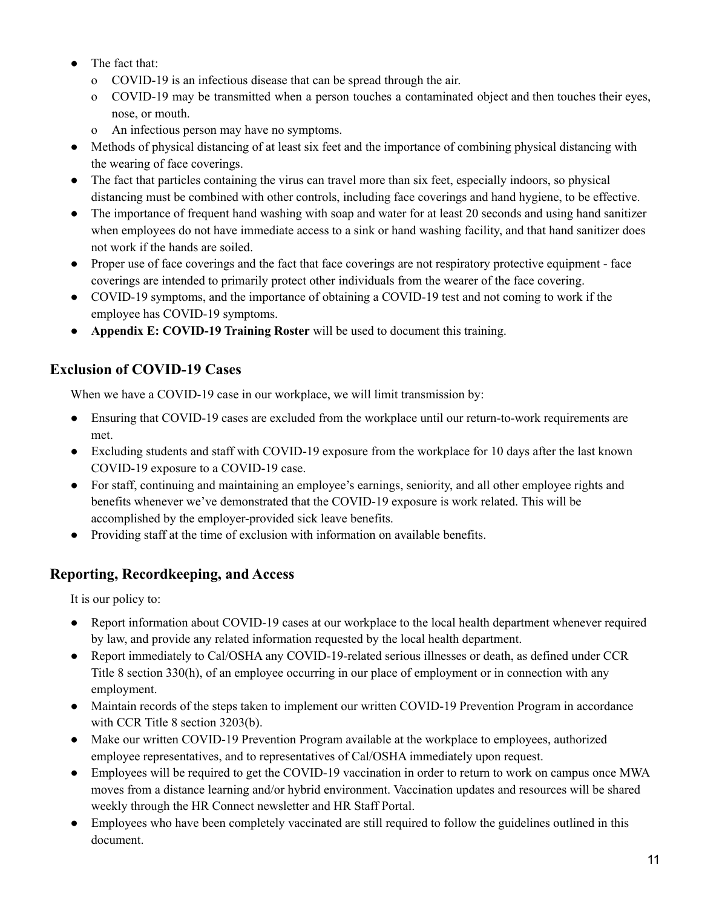- The fact that:
  - COVID-19 is an infectious disease that can be spread through the air.
  - COVID-19 may be transmitted when a person touches a contaminated object and then touches their eyes, nose, or mouth.
  - An infectious person may have no symptoms.
- Methods of physical distancing of at least six feet and the importance of combining physical distancing with the wearing of face coverings.
- The fact that particles containing the virus can travel more than six feet, especially indoors, so physical distancing must be combined with other controls, including face coverings and hand hygiene, to be effective.
- The importance of frequent hand washing with soap and water for at least 20 seconds and using hand sanitizer when employees do not have immediate access to a sink or hand washing facility, and that hand sanitizer does not work if the hands are soiled.
- Proper use of face coverings and the fact that face coverings are not respiratory protective equipment - face coverings are intended to primarily protect other individuals from the wearer of the face covering.
- COVID-19 symptoms, and the importance of obtaining a COVID-19 test and not coming to work if the employee has COVID-19 symptoms.
- **Appendix E: COVID-19 Training Roster** will be used to document this training.

## Exclusion of COVID-19 Cases

When we have a COVID-19 case in our workplace, we will limit transmission by:

- Ensuring that COVID-19 cases are excluded from the workplace until our return-to-work requirements are met.
- Excluding students and staff with COVID-19 exposure from the workplace for 10 days after the last known COVID-19 exposure to a COVID-19 case.
- For staff, continuing and maintaining an employee's earnings, seniority, and all other employee rights and benefits whenever we've demonstrated that the COVID-19 exposure is work related. This will be accomplished by the employer-provided sick leave benefits.
- Providing staff at the time of exclusion with information on available benefits.

## Reporting, Recordkeeping, and Access

It is our policy to:

- Report information about COVID-19 cases at our workplace to the local health department whenever required by law, and provide any related information requested by the local health department.
- Report immediately to Cal/OSHA any COVID-19-related serious illnesses or death, as defined under CCR Title 8 section 330(h), of an employee occurring in our place of employment or in connection with any employment.
- Maintain records of the steps taken to implement our written COVID-19 Prevention Program in accordance with CCR Title 8 section 3203(b).
- Make our written COVID-19 Prevention Program available at the workplace to employees, authorized employee representatives, and to representatives of Cal/OSHA immediately upon request.
- Employees will be required to get the COVID-19 vaccination in order to return to work on campus once MWA moves from a distance learning and/or hybrid environment. Vaccination updates and resources will be shared weekly through the HR Connect newsletter and HR Staff Portal.
- Employees who have been completely vaccinated are still required to follow the guidelines outlined in this document.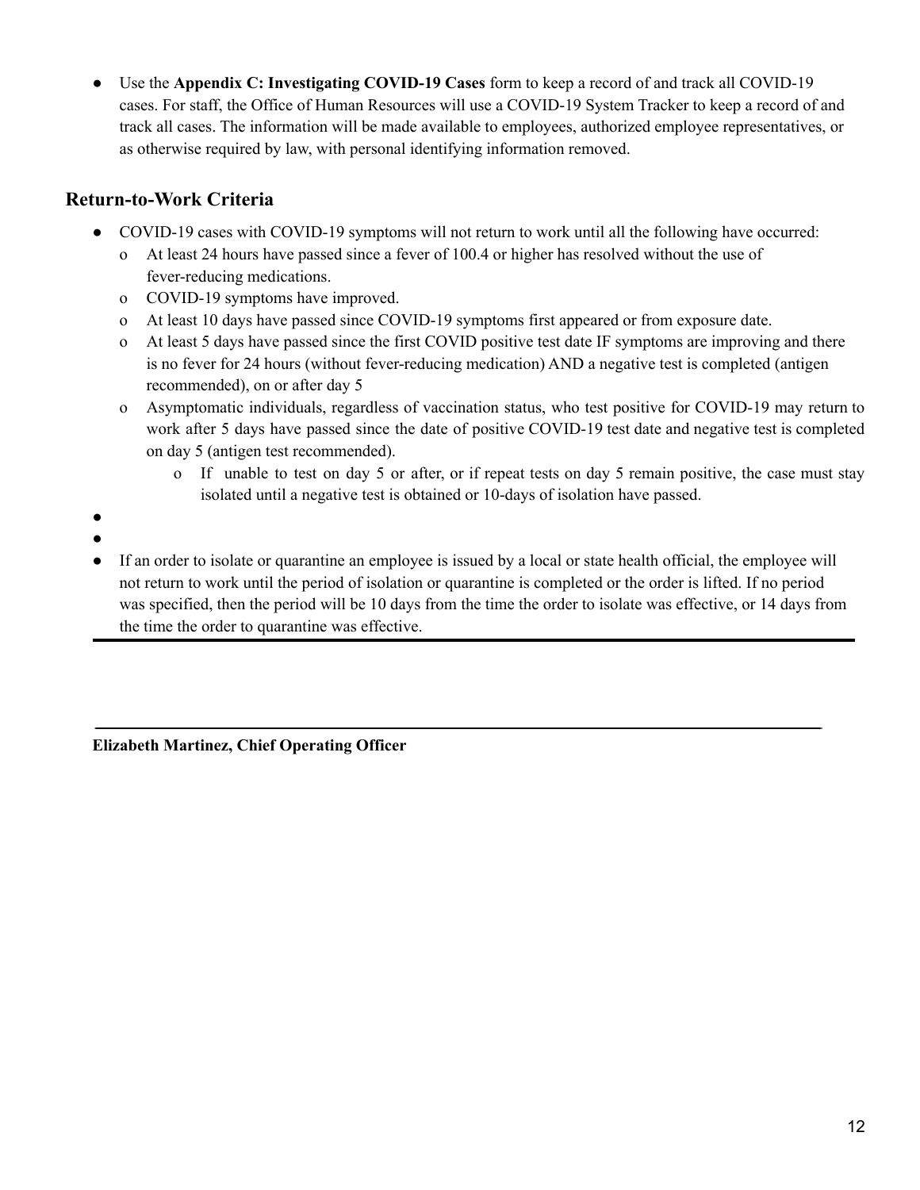- Use the **Appendix C: Investigating COVID-19 Cases** form to keep a record of and track all COVID-19 cases. For staff, the Office of Human Resources will use a COVID-19 System Tracker to keep a record of and track all cases. The information will be made available to employees, authorized employee representatives, or as otherwise required by law, with personal identifying information removed.

## Return-to-Work Criteria

- COVID-19 cases with COVID-19 symptoms will not return to work until all the following have occurred:
  - At least 24 hours have passed since a fever of 100.4 or higher has resolved without the use of fever-reducing medications.
  - COVID-19 symptoms have improved.
  - At least 10 days have passed since COVID-19 symptoms first appeared or from exposure date.
  - At least 5 days have passed since the first COVID positive test date IF symptoms are improving and there is no fever for 24 hours (without fever-reducing medication) AND a negative test is completed (antigen recommended), on or after day 5
  - Asymptomatic individuals, regardless of vaccination status, who test positive for COVID-19 may return to work after 5 days have passed since the date of positive COVID-19 test date and negative test is completed on day 5 (antigen test recommended).
    - If unable to test on day 5 or after, or if repeat tests on day 5 remain positive, the case must stay isolated until a negative test is obtained or 10-days of isolation have passed.
- 
- 
- If an order to isolate or quarantine an employee is issued by a local or state health official, the employee will not return to work until the period of isolation or quarantine is completed or the order is lifted. If no period was specified, then the period will be 10 days from the time the order to isolate was effective, or 14 days from the time the order to quarantine was effective.

---

\_\_\_\_\_\_\_\_\_\_\_\_\_\_\_\_\_\_\_\_\_\_\_\_\_\_\_\_\_\_\_\_\_\_\_\_\_\_\_\_

**Elizabeth Martinez, Chief Operating Officer**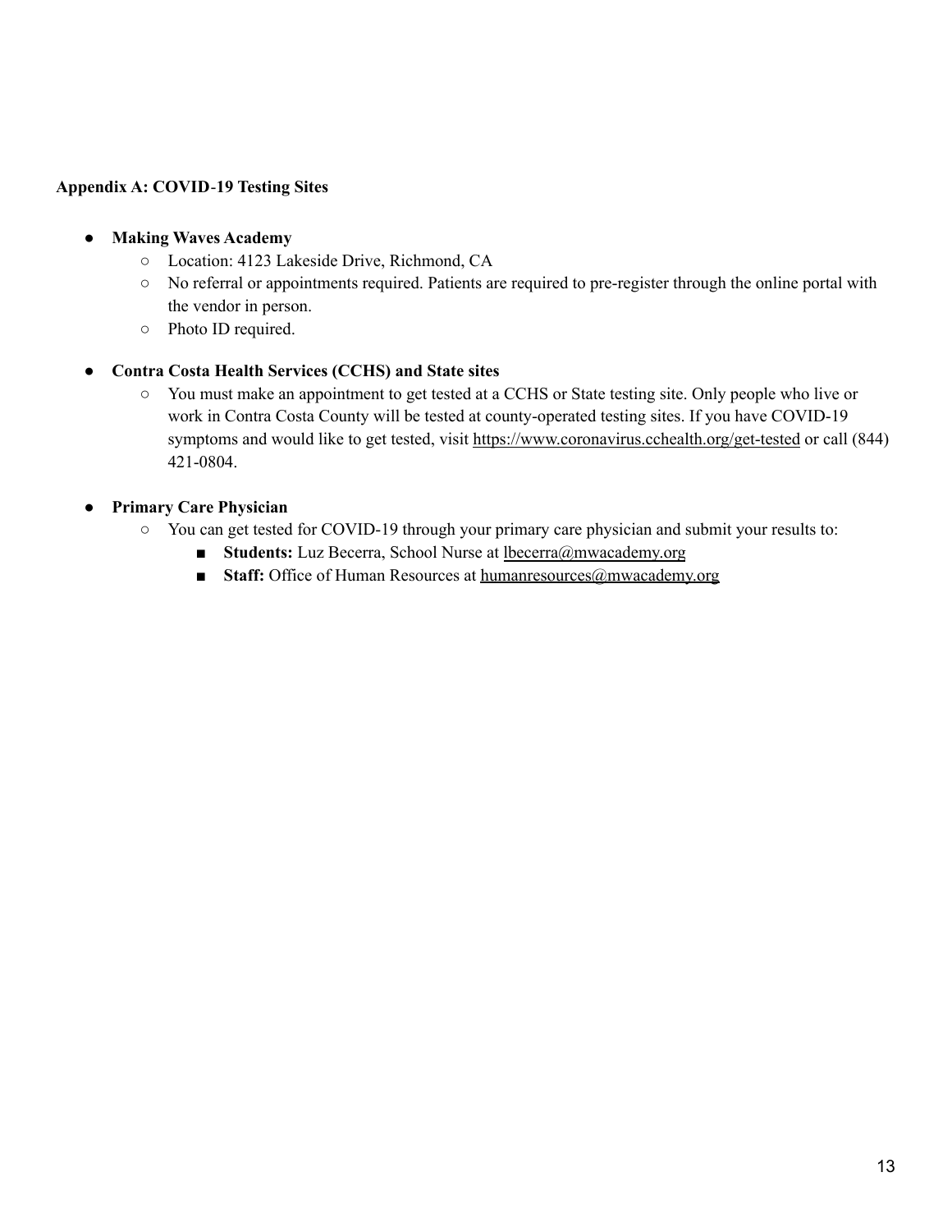**Appendix A: COVID-19 Testing Sites**

- **Making Waves Academy**
  - Location: 4123 Lakeside Drive, Richmond, CA
  - No referral or appointments required. Patients are required to pre-register through the online portal with the vendor in person.
  - Photo ID required.

- **Contra Costa Health Services (CCHS) and State sites**
  - You must make an appointment to get tested at a CCHS or State testing site. Only people who live or work in Contra Costa County will be tested at county-operated testing sites. If you have COVID-19 symptoms and would like to get tested, visit https://www.coronavirus.cchealth.org/get-tested or call (844) 421-0804.

- **Primary Care Physician**
  - You can get tested for COVID-19 through your primary care physician and submit your results to:
    - **Students:** Luz Becerra, School Nurse at lbecerra@mwacademy.org
    - **Staff:** Office of Human Resources at humanresources@mwacademy.org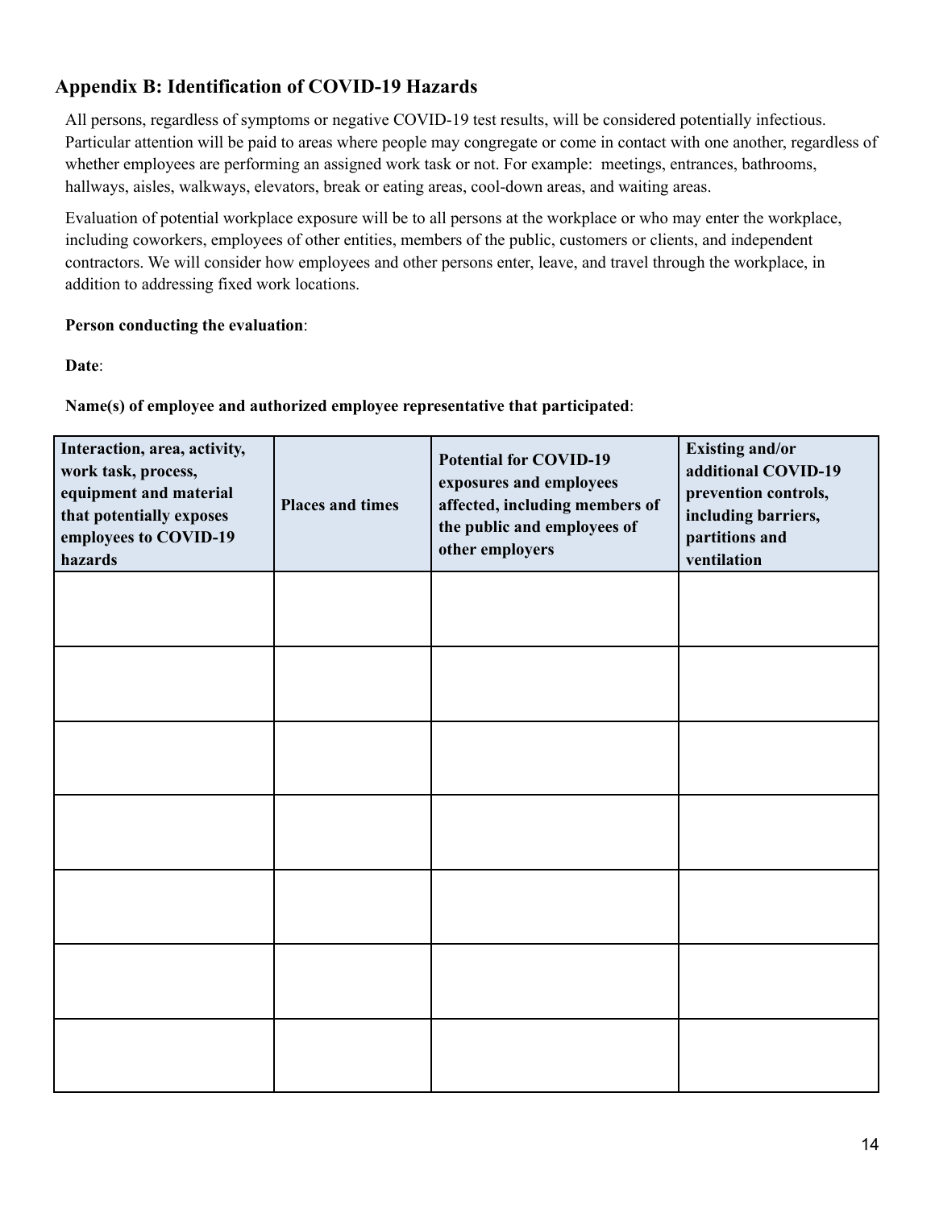## Appendix B: Identification of COVID-19 Hazards

All persons, regardless of symptoms or negative COVID-19 test results, will be considered potentially infectious. Particular attention will be paid to areas where people may congregate or come in contact with one another, regardless of whether employees are performing an assigned work task or not. For example: meetings, entrances, bathrooms, hallways, aisles, walkways, elevators, break or eating areas, cool-down areas, and waiting areas.

Evaluation of potential workplace exposure will be to all persons at the workplace or who may enter the workplace, including coworkers, employees of other entities, members of the public, customers or clients, and independent contractors. We will consider how employees and other persons enter, leave, and travel through the workplace, in addition to addressing fixed work locations.

**Person conducting the evaluation**:

**Date**:

**Name(s) of employee and authorized employee representative that participated**:

| Interaction, area, activity, work task, process, equipment and material that potentially exposes employees to COVID-19 hazards | Places and times | Potential for COVID-19 exposures and employees affected, including members of the public and employees of other employers | Existing and/or additional COVID-19 prevention controls, including barriers, partitions and ventilation |
|---|---|---|---|
| | | | |
| | | | |
| | | | |
| | | | |
| | | | |
| | | | |
| | | | |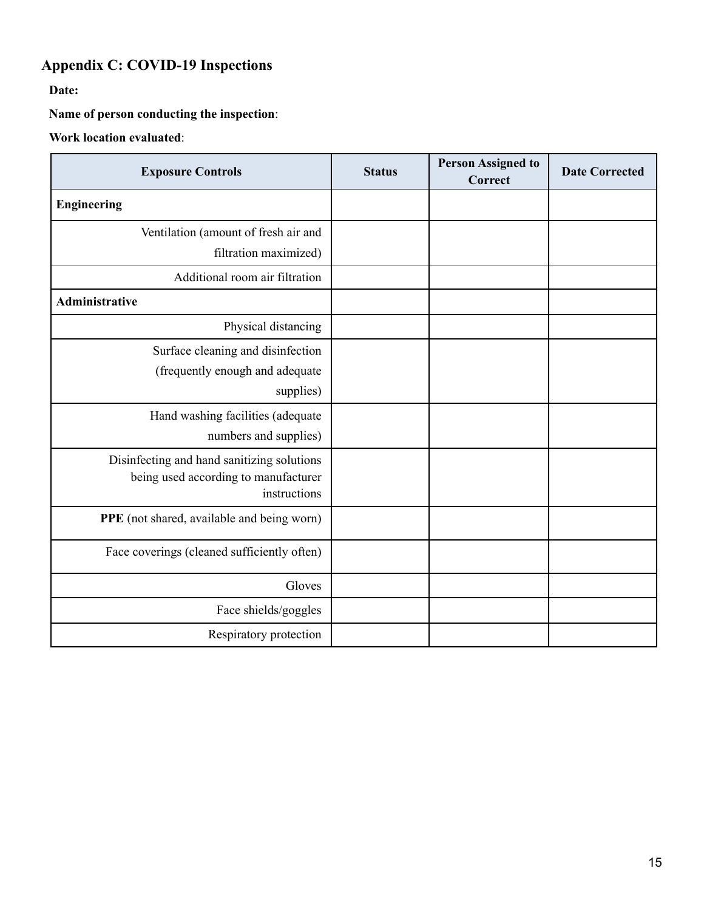## Appendix C: COVID-19 Inspections

**Date:**

**Name of person conducting the inspection**:

**Work location evaluated**:

| Exposure Controls | Status | Person Assigned to Correct | Date Corrected |
|---|---|---|---|
| **Engineering** | | | |
| Ventilation (amount of fresh air and filtration maximized) | | | |
| Additional room air filtration | | | |
| **Administrative** | | | |
| Physical distancing | | | |
| Surface cleaning and disinfection (frequently enough and adequate supplies) | | | |
| Hand washing facilities (adequate numbers and supplies) | | | |
| Disinfecting and hand sanitizing solutions being used according to manufacturer instructions | | | |
| **PPE** (not shared, available and being worn) | | | |
| Face coverings (cleaned sufficiently often) | | | |
| Gloves | | | |
| Face shields/goggles | | | |
| Respiratory protection | | | |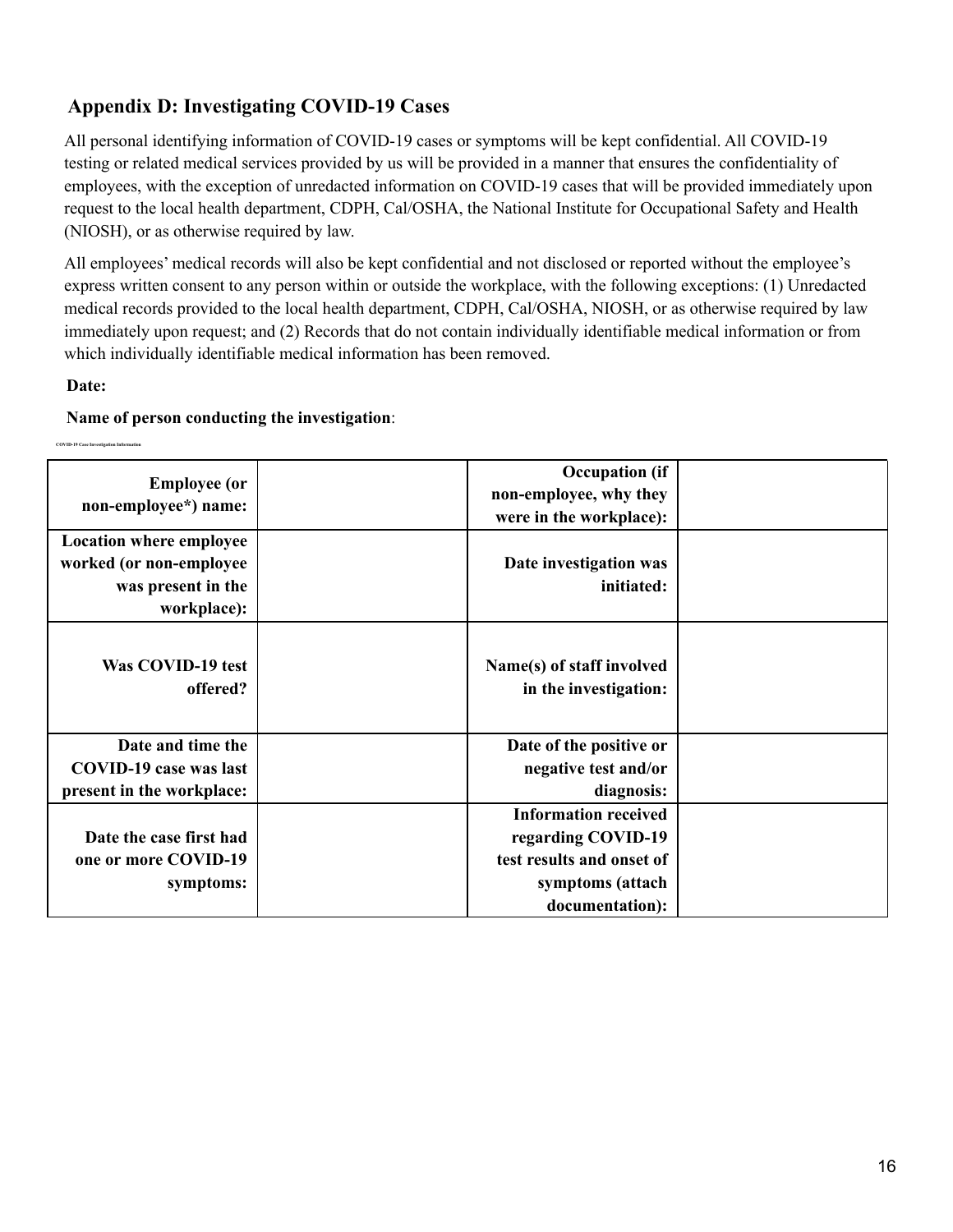## Appendix D: Investigating COVID-19 Cases

All personal identifying information of COVID-19 cases or symptoms will be kept confidential. All COVID-19 testing or related medical services provided by us will be provided in a manner that ensures the confidentiality of employees, with the exception of unredacted information on COVID-19 cases that will be provided immediately upon request to the local health department, CDPH, Cal/OSHA, the National Institute for Occupational Safety and Health (NIOSH), or as otherwise required by law.

All employees' medical records will also be kept confidential and not disclosed or reported without the employee's express written consent to any person within or outside the workplace, with the following exceptions: (1) Unredacted medical records provided to the local health department, CDPH, Cal/OSHA, NIOSH, or as otherwise required by law immediately upon request; and (2) Records that do not contain individually identifiable medical information or from which individually identifiable medical information has been removed.

**Date:**

**Name of person conducting the investigation**:

COVID-19 Case Investigation Information

| | | | |
|---|---|---|---|
| **Employee (or non-employee\*) name:** | | **Occupation (if non-employee, why they were in the workplace):** | |
| **Location where employee worked (or non-employee was present in the workplace):** | | **Date investigation was initiated:** | |
| **Was COVID-19 test offered?** | | **Name(s) of staff involved in the investigation:** | |
| **Date and time the COVID-19 case was last present in the workplace:** | | **Date of the positive or negative test and/or diagnosis:** | |
| **Date the case first had one or more COVID-19 symptoms:** | | **Information received regarding COVID-19 test results and onset of symptoms (attach documentation):** | |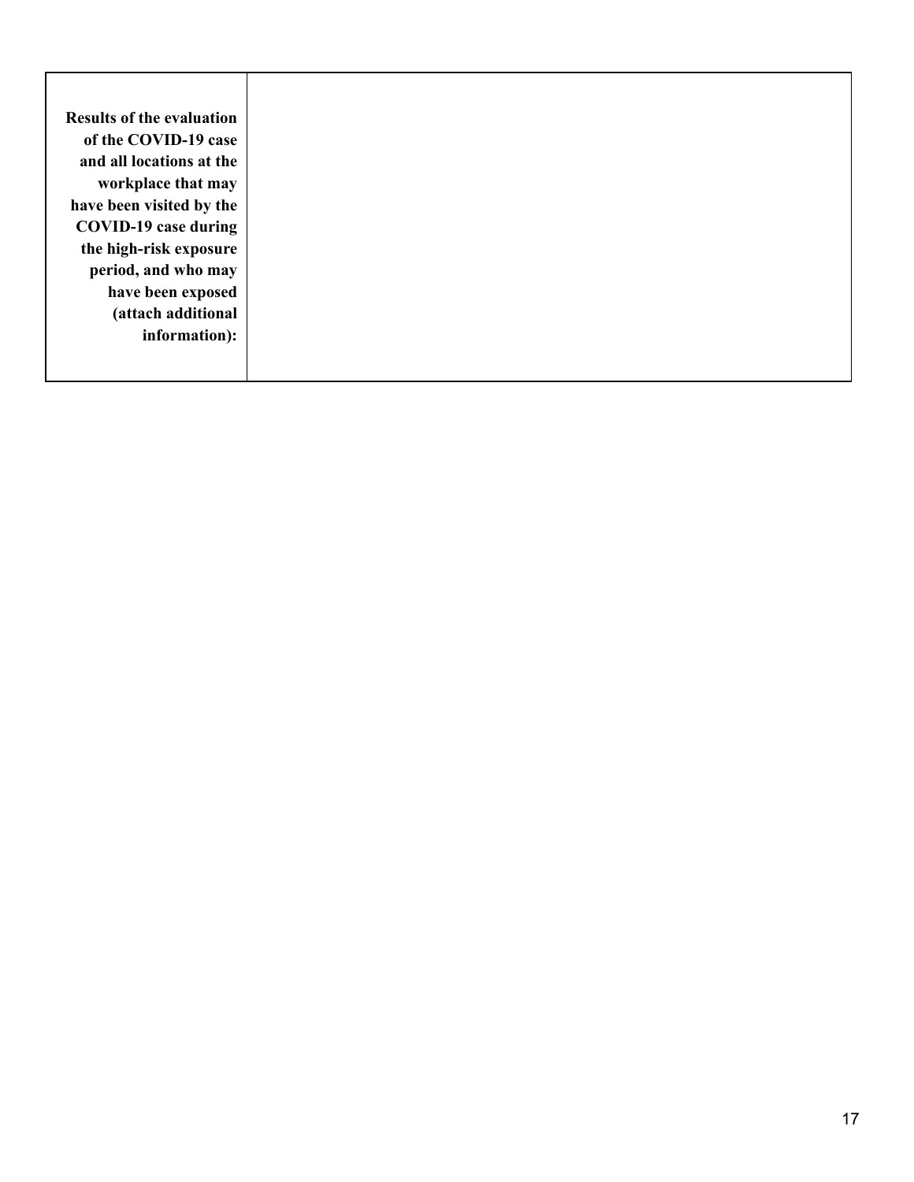| **Results of the evaluation of the COVID-19 case and all locations at the workplace that may have been visited by the COVID-19 case during the high-risk exposure period, and who may have been exposed (attach additional information):** | |
|---|---|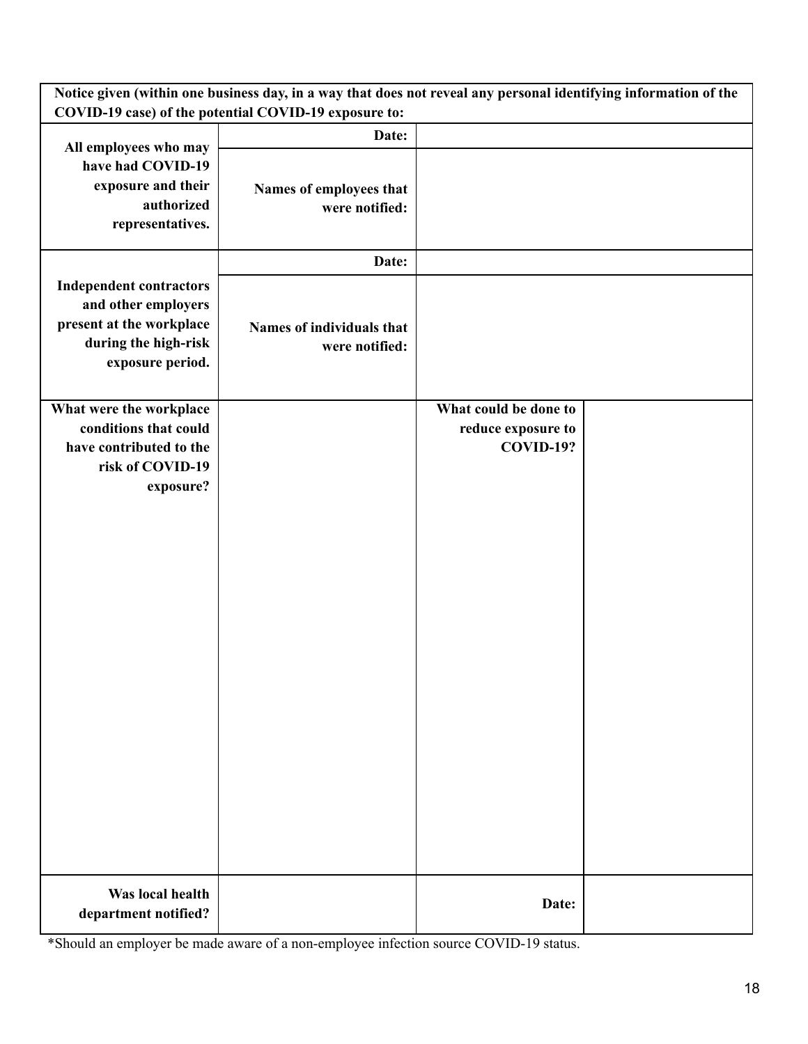| Notice given (within one business day, in a way that does not reveal any personal identifying information of the COVID-19 case) of the potential COVID-19 exposure to: | | | |
|---|---|---|---|
| **All employees who may have had COVID-19 exposure and their authorized representatives.** | **Date:** | | |
| | **Names of employees that were notified:** | | |
| **Independent contractors and other employers present at the workplace during the high-risk exposure period.** | **Date:** | | |
| | **Names of individuals that were notified:** | | |
| **What were the workplace conditions that could have contributed to the risk of COVID-19 exposure?** | | **What could be done to reduce exposure to COVID-19?** | |
| **Was local health department notified?** | | **Date:** | |

*Should an employer be made aware of a non-employee infection source COVID-19 status.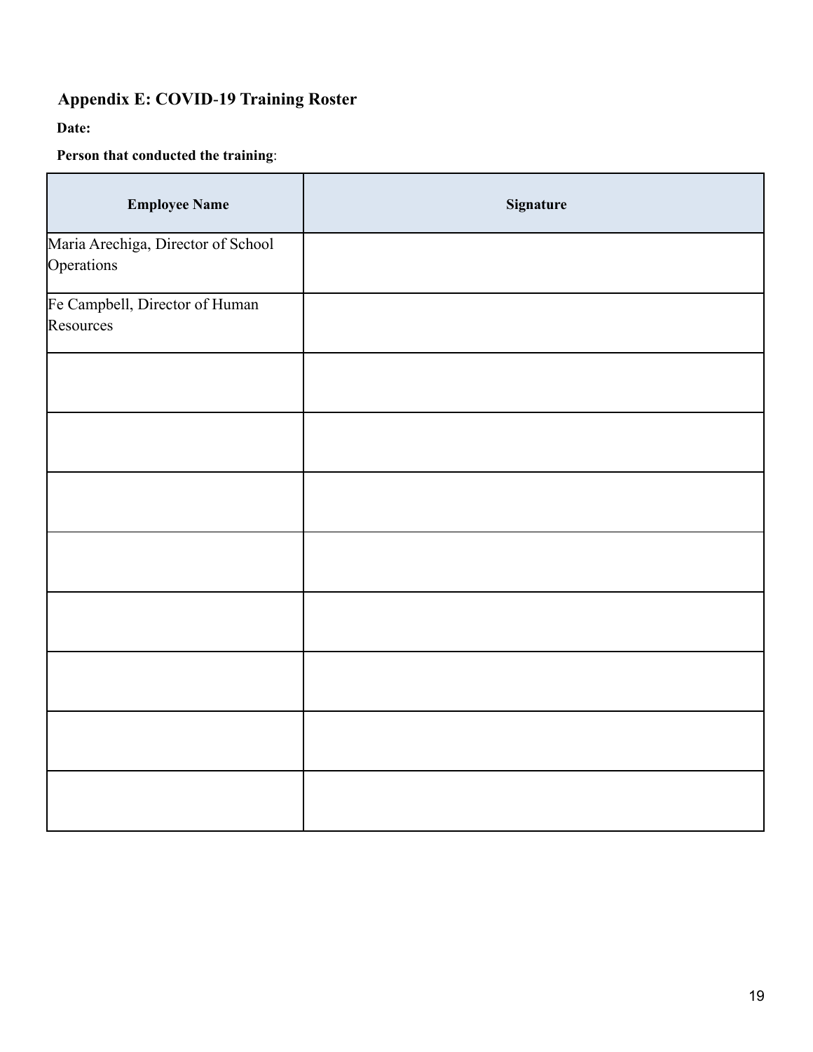## Appendix E: COVID-19 Training Roster

**Date:**

**Person that conducted the training**:

| Employee Name | Signature |
| --- | --- |
| Maria Arechiga, Director of School Operations | |
| Fe Campbell, Director of Human Resources | |
| | |
| | |
| | |
| | |
| | |
| | |
| | |
| | |